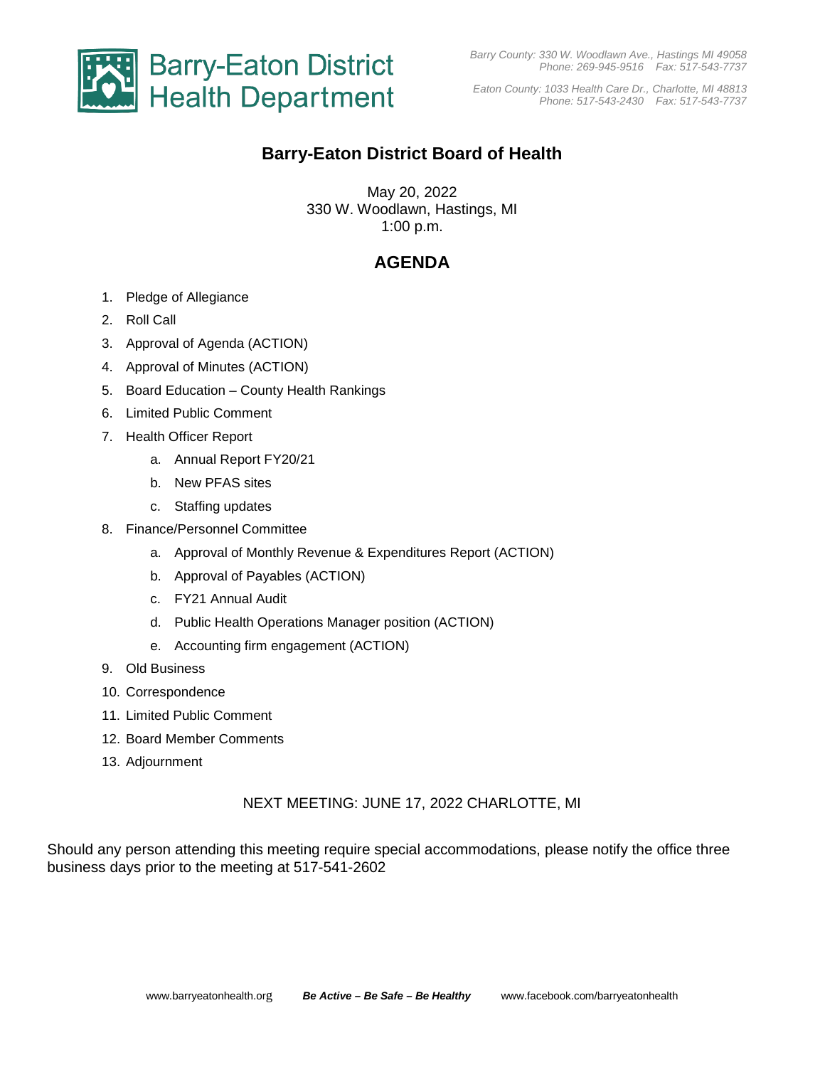Barry-Eaton District Health Department

*Barry County: 330 W. Woodlawn Ave., Hastings MI 49058*
*Phone: 269-945-9516 Fax: 517-543-7737*

*Eaton County: 1033 Health Care Dr., Charlotte, MI 48813*
*Phone: 517-543-2430 Fax: 517-543-7737*

# Barry-Eaton District Board of Health

May 20, 2022
330 W. Woodlawn, Hastings, MI
1:00 p.m.

## AGENDA

1. Pledge of Allegiance
2. Roll Call
3. Approval of Agenda (ACTION)
4. Approval of Minutes (ACTION)
5. Board Education – County Health Rankings
6. Limited Public Comment
7. Health Officer Report
    a. Annual Report FY20/21
    b. New PFAS sites
    c. Staffing updates
8. Finance/Personnel Committee
    a. Approval of Monthly Revenue & Expenditures Report (ACTION)
    b. Approval of Payables (ACTION)
    c. FY21 Annual Audit
    d. Public Health Operations Manager position (ACTION)
    e. Accounting firm engagement (ACTION)
9. Old Business
10. Correspondence
11. Limited Public Comment
12. Board Member Comments
13. Adjournment

NEXT MEETING: JUNE 17, 2022 CHARLOTTE, MI

Should any person attending this meeting require special accommodations, please notify the office three business days prior to the meeting at 517-541-2602

www.barryeatonhealth.org ***Be Active – Be Safe – Be Healthy*** www.facebook.com/barryeatonhealth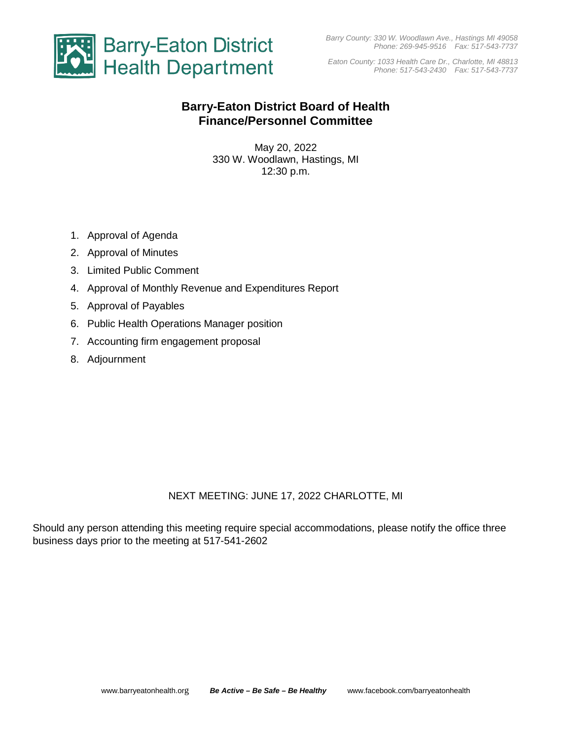Barry-Eaton District Health Department

*Barry County: 330 W. Woodlawn Ave., Hastings MI 49058*
*Phone: 269-945-9516 Fax: 517-543-7737*

*Eaton County: 1033 Health Care Dr., Charlotte, MI 48813*
*Phone: 517-543-2430 Fax: 517-543-7737*

# Barry-Eaton District Board of Health
# Finance/Personnel Committee

May 20, 2022
330 W. Woodlawn, Hastings, MI
12:30 p.m.

1. Approval of Agenda
2. Approval of Minutes
3. Limited Public Comment
4. Approval of Monthly Revenue and Expenditures Report
5. Approval of Payables
6. Public Health Operations Manager position
7. Accounting firm engagement proposal
8. Adjournment

NEXT MEETING: JUNE 17, 2022 CHARLOTTE, MI

Should any person attending this meeting require special accommodations, please notify the office three business days prior to the meeting at 517-541-2602

www.barryeatonhealth.org ***Be Active – Be Safe – Be Healthy*** www.facebook.com/barryeatonhealth